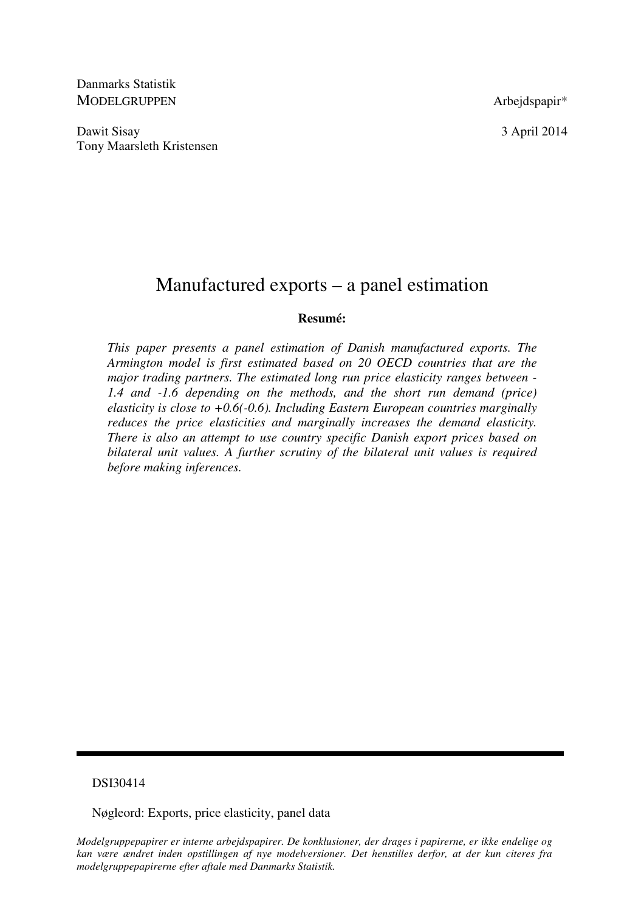Danmarks Statistik
MODELGRUPPEN

Arbejdspapir*

Dawit Sisay
Tony Maarsleth Kristensen

3 April 2014

# Manufactured exports – a panel estimation

**Resumé:**

*This paper presents a panel estimation of Danish manufactured exports. The Armington model is first estimated based on 20 OECD countries that are the major trading partners. The estimated long run price elasticity ranges between -1.4 and -1.6 depending on the methods, and the short run demand (price) elasticity is close to +0.6(-0.6). Including Eastern European countries marginally reduces the price elasticities and marginally increases the demand elasticity. There is also an attempt to use country specific Danish export prices based on bilateral unit values. A further scrutiny of the bilateral unit values is required before making inferences.*

---

DSI30414

Nøgleord: Exports, price elasticity, panel data

*Modelgruppepapirer er interne arbejdspapirer. De konklusioner, der drages i papirerne, er ikke endelige og kan være ændret inden opstillingen af nye modelversioner. Det henstilles derfor, at der kun citeres fra modelgruppepapirerne efter aftale med Danmarks Statistik.*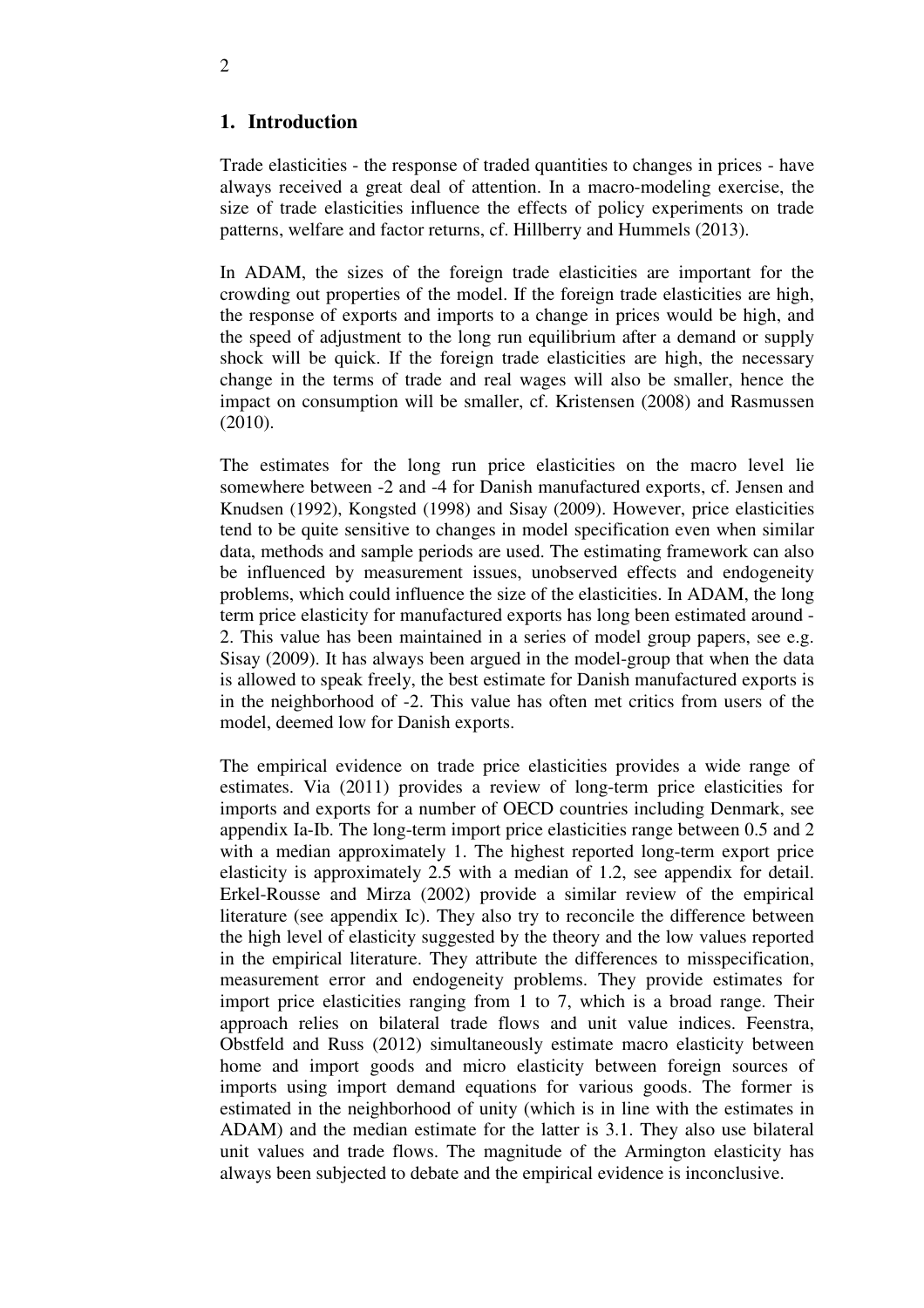## 1. Introduction

Trade elasticities - the response of traded quantities to changes in prices - have always received a great deal of attention. In a macro-modeling exercise, the size of trade elasticities influence the effects of policy experiments on trade patterns, welfare and factor returns, cf. Hillberry and Hummels (2013).

In ADAM, the sizes of the foreign trade elasticities are important for the crowding out properties of the model. If the foreign trade elasticities are high, the response of exports and imports to a change in prices would be high, and the speed of adjustment to the long run equilibrium after a demand or supply shock will be quick. If the foreign trade elasticities are high, the necessary change in the terms of trade and real wages will also be smaller, hence the impact on consumption will be smaller, cf. Kristensen (2008) and Rasmussen (2010).

The estimates for the long run price elasticities on the macro level lie somewhere between -2 and -4 for Danish manufactured exports, cf. Jensen and Knudsen (1992), Kongsted (1998) and Sisay (2009). However, price elasticities tend to be quite sensitive to changes in model specification even when similar data, methods and sample periods are used. The estimating framework can also be influenced by measurement issues, unobserved effects and endogeneity problems, which could influence the size of the elasticities. In ADAM, the long term price elasticity for manufactured exports has long been estimated around -2. This value has been maintained in a series of model group papers, see e.g. Sisay (2009). It has always been argued in the model-group that when the data is allowed to speak freely, the best estimate for Danish manufactured exports is in the neighborhood of -2. This value has often met critics from users of the model, deemed low for Danish exports.

The empirical evidence on trade price elasticities provides a wide range of estimates. Via (2011) provides a review of long-term price elasticities for imports and exports for a number of OECD countries including Denmark, see appendix Ia-Ib. The long-term import price elasticities range between 0.5 and 2 with a median approximately 1. The highest reported long-term export price elasticity is approximately 2.5 with a median of 1.2, see appendix for detail. Erkel-Rousse and Mirza (2002) provide a similar review of the empirical literature (see appendix Ic). They also try to reconcile the difference between the high level of elasticity suggested by the theory and the low values reported in the empirical literature. They attribute the differences to misspecification, measurement error and endogeneity problems. They provide estimates for import price elasticities ranging from 1 to 7, which is a broad range. Their approach relies on bilateral trade flows and unit value indices. Feenstra, Obstfeld and Russ (2012) simultaneously estimate macro elasticity between home and import goods and micro elasticity between foreign sources of imports using import demand equations for various goods. The former is estimated in the neighborhood of unity (which is in line with the estimates in ADAM) and the median estimate for the latter is 3.1. They also use bilateral unit values and trade flows. The magnitude of the Armington elasticity has always been subjected to debate and the empirical evidence is inconclusive.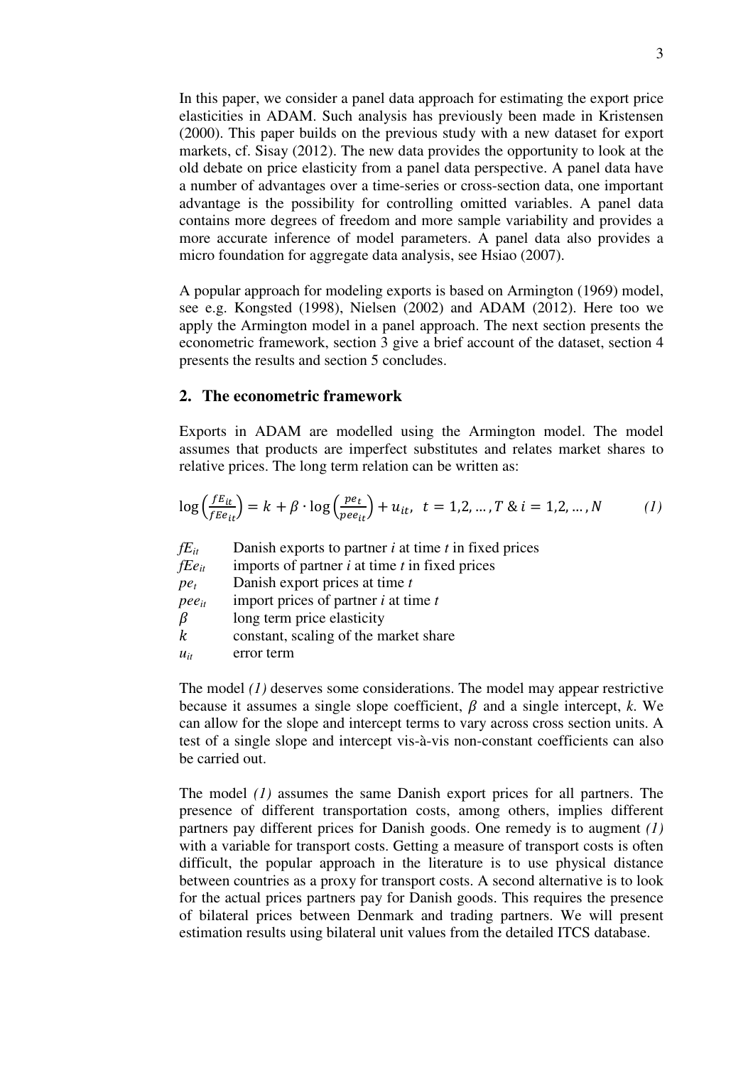In this paper, we consider a panel data approach for estimating the export price elasticities in ADAM. Such analysis has previously been made in Kristensen (2000). This paper builds on the previous study with a new dataset for export markets, cf. Sisay (2012). The new data provides the opportunity to look at the old debate on price elasticity from a panel data perspective. A panel data have a number of advantages over a time-series or cross-section data, one important advantage is the possibility for controlling omitted variables. A panel data contains more degrees of freedom and more sample variability and provides a more accurate inference of model parameters. A panel data also provides a micro foundation for aggregate data analysis, see Hsiao (2007).

A popular approach for modeling exports is based on Armington (1969) model, see e.g. Kongsted (1998), Nielsen (2002) and ADAM (2012). Here too we apply the Armington model in a panel approach. The next section presents the econometric framework, section 3 give a brief account of the dataset, section 4 presents the results and section 5 concludes.

## 2. The econometric framework

Exports in ADAM are modelled using the Armington model. The model assumes that products are imperfect substitutes and relates market shares to relative prices. The long term relation can be written as:

$$\log\left(\frac{fE_{it}}{fEe_{it}}\right) = k + \beta \cdot \log\left(\frac{pe_t}{pee_{it}}\right) + u_{it}, \quad t = 1,2,\ldots,T \;\&\; i = 1,2,\ldots,N \qquad (1)$$

| | |
|---|---|
| $fE_{it}$ | Danish exports to partner *i* at time *t* in fixed prices |
| $fEe_{it}$ | imports of partner *i* at time *t* in fixed prices |
| $pe_t$ | Danish export prices at time *t* |
| $pee_{it}$ | import prices of partner *i* at time *t* |
| $\beta$ | long term price elasticity |
| $k$ | constant, scaling of the market share |
| $u_{it}$ | error term |

The model *(1)* deserves some considerations. The model may appear restrictive because it assumes a single slope coefficient, $\beta$ and a single intercept, *k*. We can allow for the slope and intercept terms to vary across cross section units. A test of a single slope and intercept vis-à-vis non-constant coefficients can also be carried out.

The model *(1)* assumes the same Danish export prices for all partners. The presence of different transportation costs, among others, implies different partners pay different prices for Danish goods. One remedy is to augment *(1)* with a variable for transport costs. Getting a measure of transport costs is often difficult, the popular approach in the literature is to use physical distance between countries as a proxy for transport costs. A second alternative is to look for the actual prices partners pay for Danish goods. This requires the presence of bilateral prices between Denmark and trading partners. We will present estimation results using bilateral unit values from the detailed ITCS database.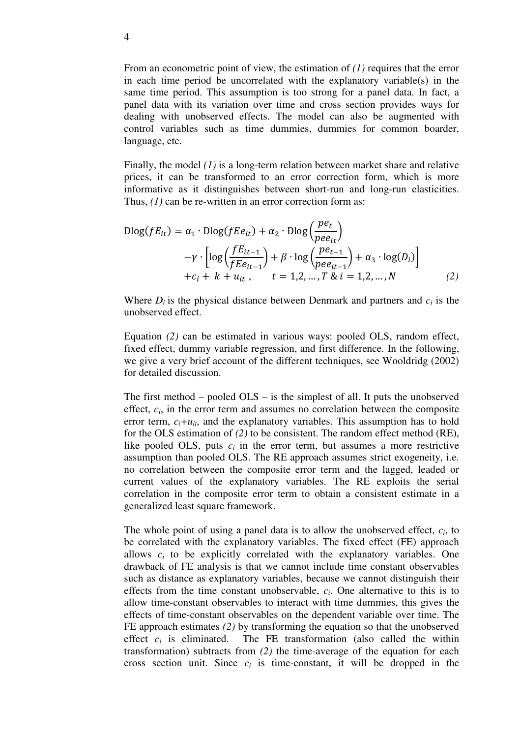From an econometric point of view, the estimation of *(1)* requires that the error in each time period be uncorrelated with the explanatory variable(s) in the same time period. This assumption is too strong for a panel data. In fact, a panel data with its variation over time and cross section provides ways for dealing with unobserved effects. The model can also be augmented with control variables such as time dummies, dummies for common boarder, language, etc.

Finally, the model *(1)* is a long-term relation between market share and relative prices, it can be transformed to an error correction form, which is more informative as it distinguishes between short-run and long-run elasticities. Thus, *(1)* can be re-written in an error correction form as:

$$
\begin{aligned}
\mathrm{Dlog}(fE_{it}) = {} & \alpha_1 \cdot \mathrm{Dlog}(fEe_{it}) + \alpha_2 \cdot \mathrm{Dlog}\left(\frac{pe_t}{pee_{it}}\right) \\
& - \gamma \cdot \left[\log\left(\frac{fE_{it-1}}{fEe_{it-1}}\right) + \beta \cdot \log\left(\frac{pe_{t-1}}{pee_{it-1}}\right) + \alpha_3 \cdot \log(D_i)\right] \\
& + c_i + k + u_{it}\,, \qquad t = 1,2,\ldots,T \;\&\; i = 1,2,\ldots,N \qquad (2)
\end{aligned}
$$

Where $D_i$ is the physical distance between Denmark and partners and $c_i$ is the unobserved effect.

Equation *(2)* can be estimated in various ways: pooled OLS, random effect, fixed effect, dummy variable regression, and first difference. In the following, we give a very brief account of the different techniques, see Wooldridg (2002) for detailed discussion.

The first method – pooled OLS – is the simplest of all. It puts the unobserved effect, $c_i$, in the error term and assumes no correlation between the composite error term, $c_i+u_{it}$, and the explanatory variables. This assumption has to hold for the OLS estimation of *(2)* to be consistent. The random effect method (RE), like pooled OLS, puts $c_i$ in the error term, but assumes a more restrictive assumption than pooled OLS. The RE approach assumes strict exogeneity, i.e. no correlation between the composite error term and the lagged, leaded or current values of the explanatory variables. The RE exploits the serial correlation in the composite error term to obtain a consistent estimate in a generalized least square framework.

The whole point of using a panel data is to allow the unobserved effect, $c_i$, to be correlated with the explanatory variables. The fixed effect (FE) approach allows $c_i$ to be explicitly correlated with the explanatory variables. One drawback of FE analysis is that we cannot include time constant observables such as distance as explanatory variables, because we cannot distinguish their effects from the time constant unobservable, $c_i$. One alternative to this is to allow time-constant observables to interact with time dummies, this gives the effects of time-constant observables on the dependent variable over time. The FE approach estimates *(2)* by transforming the equation so that the unobserved effect $c_i$ is eliminated. The FE transformation (also called the within transformation) subtracts from *(2)* the time-average of the equation for each cross section unit. Since $c_i$ is time-constant, it will be dropped in the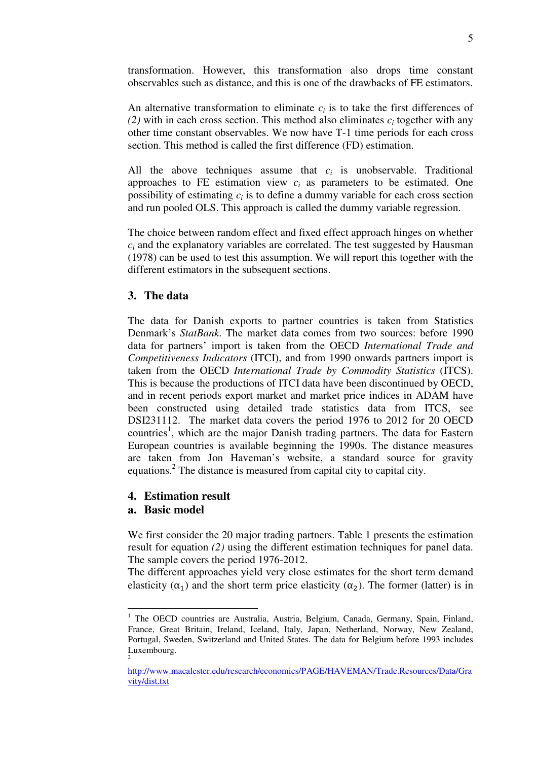transformation. However, this transformation also drops time constant observables such as distance, and this is one of the drawbacks of FE estimators.

An alternative transformation to eliminate $c_i$ is to take the first differences of *(2)* with in each cross section. This method also eliminates $c_i$ together with any other time constant observables. We now have T-1 time periods for each cross section. This method is called the first difference (FD) estimation.

All the above techniques assume that $c_i$ is unobservable. Traditional approaches to FE estimation view $c_i$ as parameters to be estimated. One possibility of estimating $c_i$ is to define a dummy variable for each cross section and run pooled OLS. This approach is called the dummy variable regression.

The choice between random effect and fixed effect approach hinges on whether $c_i$ and the explanatory variables are correlated. The test suggested by Hausman (1978) can be used to test this assumption. We will report this together with the different estimators in the subsequent sections.

## 3. The data

The data for Danish exports to partner countries is taken from Statistics Denmark's *StatBank*. The market data comes from two sources: before 1990 data for partners' import is taken from the OECD *International Trade and Competitiveness Indicators* (ITCI), and from 1990 onwards partners import is taken from the OECD *International Trade by Commodity Statistics* (ITCS). This is because the productions of ITCI data have been discontinued by OECD, and in recent periods export market and market price indices in ADAM have been constructed using detailed trade statistics data from ITCS, see DSI231112. The market data covers the period 1976 to 2012 for 20 OECD countries[1], which are the major Danish trading partners. The data for Eastern European countries is available beginning the 1990s. The distance measures are taken from Jon Haveman's website, a standard source for gravity equations.[2] The distance is measured from capital city to capital city.

## 4. Estimation result

### a. Basic model

We first consider the 20 major trading partners. Table 1 presents the estimation result for equation *(2)* using the different estimation techniques for panel data. The sample covers the period 1976-2012.

The different approaches yield very close estimates for the short term demand elasticity ($\alpha_1$) and the short term price elasticity ($\alpha_2$). The former (latter) is in

---

[1] The OECD countries are Australia, Austria, Belgium, Canada, Germany, Spain, Finland, France, Great Britain, Ireland, Iceland, Italy, Japan, Netherland, Norway, New Zealand, Portugal, Sweden, Switzerland and United States. The data for Belgium before 1993 includes Luxembourg.

[2] http://www.macalester.edu/research/economics/PAGE/HAVEMAN/Trade.Resources/Data/Gravity/dist.txt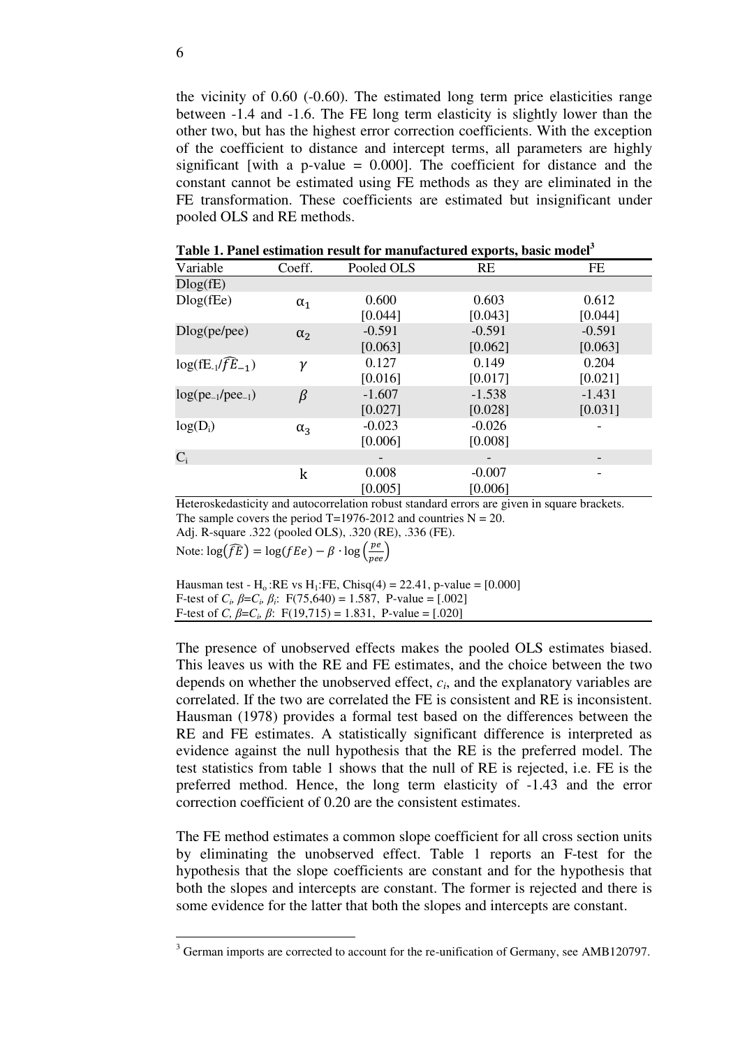the vicinity of 0.60 (-0.60). The estimated long term price elasticities range between -1.4 and -1.6. The FE long term elasticity is slightly lower than the other two, but has the highest error correction coefficients. With the exception of the coefficient to distance and intercept terms, all parameters are highly significant [with a p-value = 0.000]. The coefficient for distance and the constant cannot be estimated using FE methods as they are eliminated in the FE transformation. These coefficients are estimated but insignificant under pooled OLS and RE methods.

**Table 1. Panel estimation result for manufactured exports, basic model**[3]

| Variable | Coeff. | Pooled OLS | RE | FE |
|---|---|---|---|---|
| Dlog(fE) | | | | |
| Dlog(fEe) | $\alpha_1$ | 0.600 [0.044] | 0.603 [0.043] | 0.612 [0.044] |
| Dlog(pe/pee) | $\alpha_2$ | -0.591 [0.063] | -0.591 [0.062] | -0.591 [0.063] |
| $\log(fE_{-1}/\widehat{fE}_{-1})$ | $\gamma$ | 0.127 [0.016] | 0.149 [0.017] | 0.204 [0.021] |
| $\log(pe_{-1}/pee_{-1})$ | $\beta$ | -1.607 [0.027] | -1.538 [0.028] | -1.431 [0.031] |
| $\log(D_i)$ | $\alpha_3$ | -0.023 [0.006] | -0.026 [0.008] | - |
| $C_i$ | | - | - | - |
| | k | 0.008 [0.005] | -0.007 [0.006] | - |

Heteroskedasticity and autocorrelation robust standard errors are given in square brackets.
The sample covers the period T=1976-2012 and countries N = 20.
Adj. R-square .322 (pooled OLS), .320 (RE), .336 (FE).
Note: $\log(\widehat{fE}) = \log(fEe) - \beta \cdot \log\left(\frac{pe}{pee}\right)$

Hausman test - $H_o$:RE vs $H_1$:FE, Chisq(4) = 22.41, p-value = [0.000]
F-test of $C_i$, $\beta$=$C_i$, $\beta_i$: F(75,640) = 1.587, P-value = [.002]
F-test of $C$, $\beta$=$C_i$, $\beta$: F(19,715) = 1.831, P-value = [.020]

The presence of unobserved effects makes the pooled OLS estimates biased. This leaves us with the RE and FE estimates, and the choice between the two depends on whether the unobserved effect, $c_i$, and the explanatory variables are correlated. If the two are correlated the FE is consistent and RE is inconsistent. Hausman (1978) provides a formal test based on the differences between the RE and FE estimates. A statistically significant difference is interpreted as evidence against the null hypothesis that the RE is the preferred model. The test statistics from table 1 shows that the null of RE is rejected, i.e. FE is the preferred method. Hence, the long term elasticity of -1.43 and the error correction coefficient of 0.20 are the consistent estimates.

The FE method estimates a common slope coefficient for all cross section units by eliminating the unobserved effect. Table 1 reports an F-test for the hypothesis that the slope coefficients are constant and for the hypothesis that both the slopes and intercepts are constant. The former is rejected and there is some evidence for the latter that both the slopes and intercepts are constant.

[3] German imports are corrected to account for the re-unification of Germany, see AMB120797.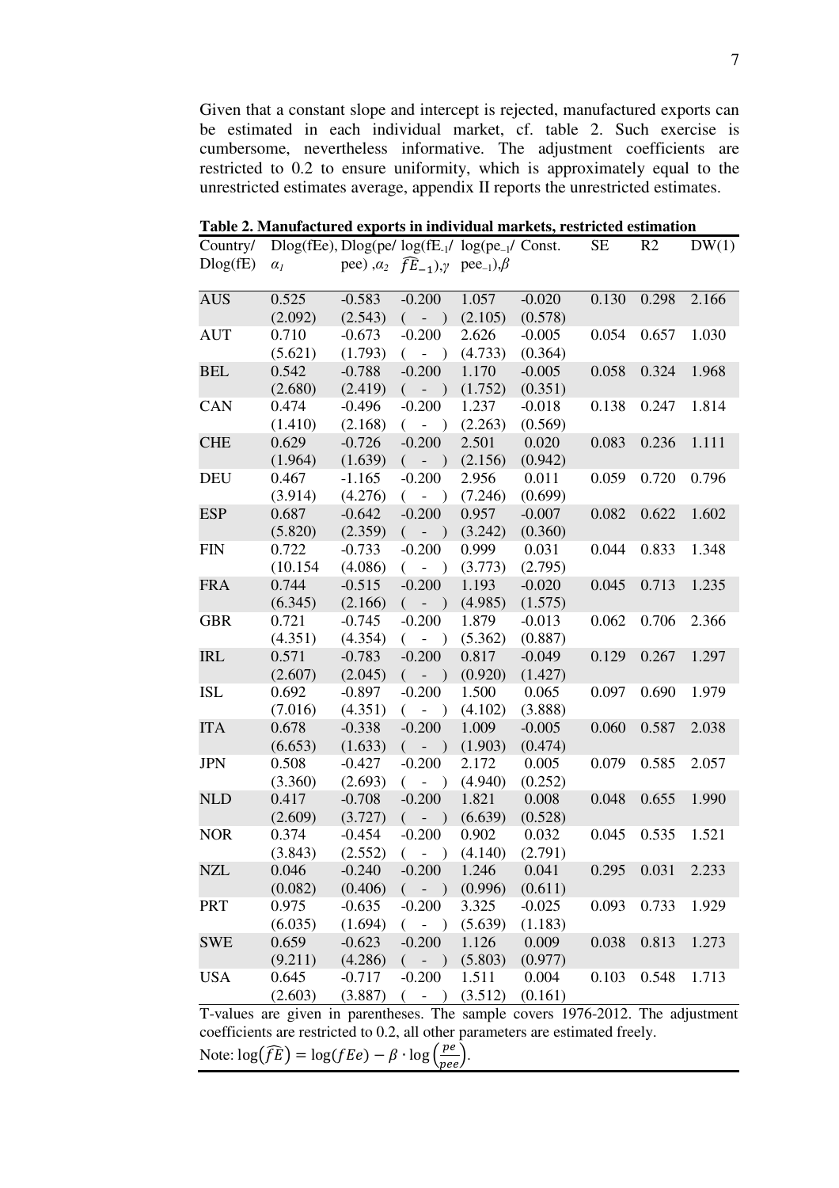Given that a constant slope and intercept is rejected, manufactured exports can be estimated in each individual market, cf. table 2. Such exercise is cumbersome, nevertheless informative. The adjustment coefficients are restricted to 0.2 to ensure uniformity, which is approximately equal to the unrestricted estimates average, appendix II reports the unrestricted estimates.

**Table 2. Manufactured exports in individual markets, restricted estimation**

| Country/ Dlog(fE) | Dlog(fEe), $\alpha_1$ | Dlog(pe/ pee) ,$\alpha_2$ | log(fE$_{-1}$/ $\widehat{fE}_{-1}$),$\gamma$ | log(pe$_{-1}$/ pee$_{-1}$),$\beta$ | Const. | SE | R2 | DW(1) |
|---|---|---|---|---|---|---|---|---|
| AUS | 0.525 | -0.583 | -0.200 | 1.057 | -0.020 | 0.130 | 0.298 | 2.166 |
| | (2.092) | (2.543) | ( - ) | (2.105) | (0.578) | | | |
| AUT | 0.710 | -0.673 | -0.200 | 2.626 | -0.005 | 0.054 | 0.657 | 1.030 |
| | (5.621) | (1.793) | ( - ) | (4.733) | (0.364) | | | |
| BEL | 0.542 | -0.788 | -0.200 | 1.170 | -0.005 | 0.058 | 0.324 | 1.968 |
| | (2.680) | (2.419) | ( - ) | (1.752) | (0.351) | | | |
| CAN | 0.474 | -0.496 | -0.200 | 1.237 | -0.018 | 0.138 | 0.247 | 1.814 |
| | (1.410) | (2.168) | ( - ) | (2.263) | (0.569) | | | |
| CHE | 0.629 | -0.726 | -0.200 | 2.501 | 0.020 | 0.083 | 0.236 | 1.111 |
| | (1.964) | (1.639) | ( - ) | (2.156) | (0.942) | | | |
| DEU | 0.467 | -1.165 | -0.200 | 2.956 | 0.011 | 0.059 | 0.720 | 0.796 |
| | (3.914) | (4.276) | ( - ) | (7.246) | (0.699) | | | |
| ESP | 0.687 | -0.642 | -0.200 | 0.957 | -0.007 | 0.082 | 0.622 | 1.602 |
| | (5.820) | (2.359) | ( - ) | (3.242) | (0.360) | | | |
| FIN | 0.722 | -0.733 | -0.200 | 0.999 | 0.031 | 0.044 | 0.833 | 1.348 |
| | (10.154 | (4.086) | ( - ) | (3.773) | (2.795) | | | |
| FRA | 0.744 | -0.515 | -0.200 | 1.193 | -0.020 | 0.045 | 0.713 | 1.235 |
| | (6.345) | (2.166) | ( - ) | (4.985) | (1.575) | | | |
| GBR | 0.721 | -0.745 | -0.200 | 1.879 | -0.013 | 0.062 | 0.706 | 2.366 |
| | (4.351) | (4.354) | ( - ) | (5.362) | (0.887) | | | |
| IRL | 0.571 | -0.783 | -0.200 | 0.817 | -0.049 | 0.129 | 0.267 | 1.297 |
| | (2.607) | (2.045) | ( - ) | (0.920) | (1.427) | | | |
| ISL | 0.692 | -0.897 | -0.200 | 1.500 | 0.065 | 0.097 | 0.690 | 1.979 |
| | (7.016) | (4.351) | ( - ) | (4.102) | (3.888) | | | |
| ITA | 0.678 | -0.338 | -0.200 | 1.009 | -0.005 | 0.060 | 0.587 | 2.038 |
| | (6.653) | (1.633) | ( - ) | (1.903) | (0.474) | | | |
| JPN | 0.508 | -0.427 | -0.200 | 2.172 | 0.005 | 0.079 | 0.585 | 2.057 |
| | (3.360) | (2.693) | ( - ) | (4.940) | (0.252) | | | |
| NLD | 0.417 | -0.708 | -0.200 | 1.821 | 0.008 | 0.048 | 0.655 | 1.990 |
| | (2.609) | (3.727) | ( - ) | (6.639) | (0.528) | | | |
| NOR | 0.374 | -0.454 | -0.200 | 0.902 | 0.032 | 0.045 | 0.535 | 1.521 |
| | (3.843) | (2.552) | ( - ) | (4.140) | (2.791) | | | |
| NZL | 0.046 | -0.240 | -0.200 | 1.246 | 0.041 | 0.295 | 0.031 | 2.233 |
| | (0.082) | (0.406) | ( - ) | (0.996) | (0.611) | | | |
| PRT | 0.975 | -0.635 | -0.200 | 3.325 | -0.025 | 0.093 | 0.733 | 1.929 |
| | (6.035) | (1.694) | ( - ) | (5.639) | (1.183) | | | |
| SWE | 0.659 | -0.623 | -0.200 | 1.126 | 0.009 | 0.038 | 0.813 | 1.273 |
| | (9.211) | (4.286) | ( - ) | (5.803) | (0.977) | | | |
| USA | 0.645 | -0.717 | -0.200 | 1.511 | 0.004 | 0.103 | 0.548 | 1.713 |
| | (2.603) | (3.887) | ( - ) | (3.512) | (0.161) | | | |

T-values are given in parentheses. The sample covers 1976-2012. The adjustment coefficients are restricted to 0.2, all other parameters are estimated freely.

Note: $\log(\widehat{fE}) = \log(fEe) - \beta \cdot \log\left(\frac{pe}{pee}\right)$.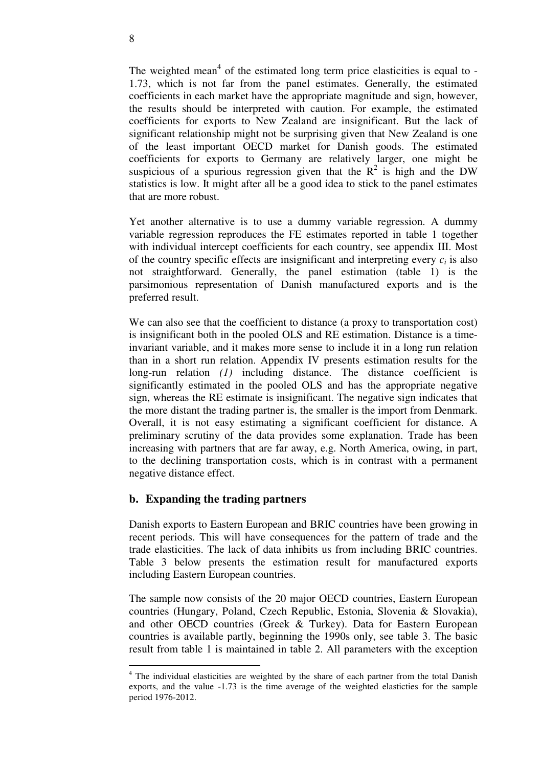The weighted mean[4] of the estimated long term price elasticities is equal to -1.73, which is not far from the panel estimates. Generally, the estimated coefficients in each market have the appropriate magnitude and sign, however, the results should be interpreted with caution. For example, the estimated coefficients for exports to New Zealand are insignificant. But the lack of significant relationship might not be surprising given that New Zealand is one of the least important OECD market for Danish goods. The estimated coefficients for exports to Germany are relatively larger, one might be suspicious of a spurious regression given that the $R^2$ is high and the DW statistics is low. It might after all be a good idea to stick to the panel estimates that are more robust.

Yet another alternative is to use a dummy variable regression. A dummy variable regression reproduces the FE estimates reported in table 1 together with individual intercept coefficients for each country, see appendix III. Most of the country specific effects are insignificant and interpreting every $c_i$ is also not straightforward. Generally, the panel estimation (table 1) is the parsimonious representation of Danish manufactured exports and is the preferred result.

We can also see that the coefficient to distance (a proxy to transportation cost) is insignificant both in the pooled OLS and RE estimation. Distance is a time-invariant variable, and it makes more sense to include it in a long run relation than in a short run relation. Appendix IV presents estimation results for the long-run relation *(1)* including distance. The distance coefficient is significantly estimated in the pooled OLS and has the appropriate negative sign, whereas the RE estimate is insignificant. The negative sign indicates that the more distant the trading partner is, the smaller is the import from Denmark. Overall, it is not easy estimating a significant coefficient for distance. A preliminary scrutiny of the data provides some explanation. Trade has been increasing with partners that are far away, e.g. North America, owing, in part, to the declining transportation costs, which is in contrast with a permanent negative distance effect.

## b. Expanding the trading partners

Danish exports to Eastern European and BRIC countries have been growing in recent periods. This will have consequences for the pattern of trade and the trade elasticities. The lack of data inhibits us from including BRIC countries. Table 3 below presents the estimation result for manufactured exports including Eastern European countries.

The sample now consists of the 20 major OECD countries, Eastern European countries (Hungary, Poland, Czech Republic, Estonia, Slovenia & Slovakia), and other OECD countries (Greek & Turkey). Data for Eastern European countries is available partly, beginning the 1990s only, see table 3. The basic result from table 1 is maintained in table 2. All parameters with the exception

[4] The individual elasticities are weighted by the share of each partner from the total Danish exports, and the value -1.73 is the time average of the weighted elasticties for the sample period 1976-2012.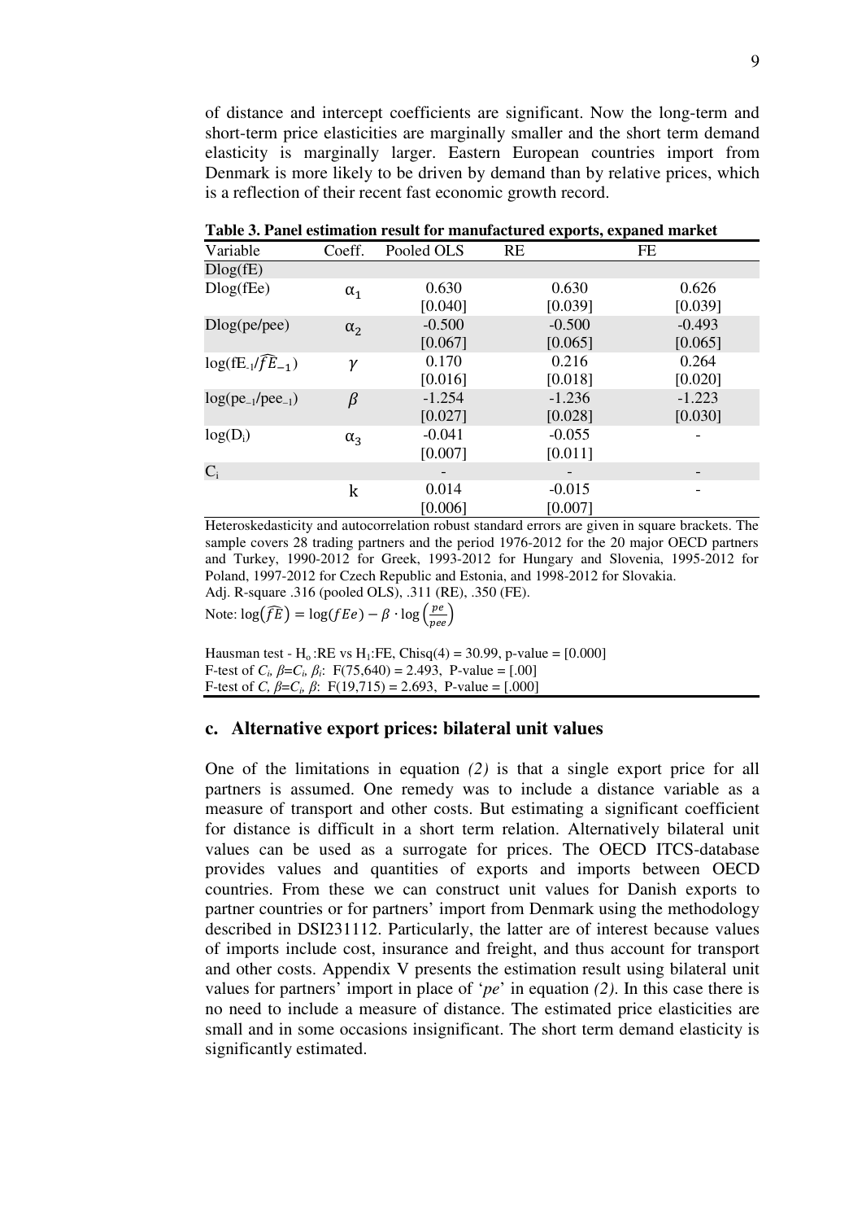of distance and intercept coefficients are significant. Now the long-term and short-term price elasticities are marginally smaller and the short term demand elasticity is marginally larger. Eastern European countries import from Denmark is more likely to be driven by demand than by relative prices, which is a reflection of their recent fast economic growth record.

**Table 3. Panel estimation result for manufactured exports, expaned market**

| Variable | Coeff. | Pooled OLS | RE | FE |
|---|---|---|---|---|
| Dlog(fE) | | | | |
| Dlog(fEe) | $\alpha_1$ | 0.630 | 0.630 | 0.626 |
| | | [0.040] | [0.039] | [0.039] |
| Dlog(pe/pee) | $\alpha_2$ | -0.500 | -0.500 | -0.493 |
| | | [0.067] | [0.065] | [0.065] |
| $\log(fE_{-1}/\widehat{fE}_{-1})$ | $\gamma$ | 0.170 | 0.216 | 0.264 |
| | | [0.016] | [0.018] | [0.020] |
| $\log(pe_{-1}/pee_{-1})$ | $\beta$ | -1.254 | -1.236 | -1.223 |
| | | [0.027] | [0.028] | [0.030] |
| $\log(D_i)$ | $\alpha_3$ | -0.041 | -0.055 | - |
| | | [0.007] | [0.011] | |
| $C_i$ | | - | - | - |
| | k | 0.014 | -0.015 | - |
| | | [0.006] | [0.007] | |

Heteroskedasticity and autocorrelation robust standard errors are given in square brackets. The sample covers 28 trading partners and the period 1976-2012 for the 20 major OECD partners and Turkey, 1990-2012 for Greek, 1993-2012 for Hungary and Slovenia, 1995-2012 for Poland, 1997-2012 for Czech Republic and Estonia, and 1998-2012 for Slovakia.
Adj. R-square .316 (pooled OLS), .311 (RE), .350 (FE).
Note: $\log(\widehat{fE}) = \log(fEe) - \beta \cdot \log\left(\frac{pe}{pee}\right)$

Hausman test - $H_o$:RE vs $H_1$:FE, Chisq(4) = 30.99, p-value = [0.000]
F-test of $C_i$, $\beta$=$C_i$, $\beta_i$: F(75,640) = 2.493, P-value = [.00]
F-test of $C$, $\beta$=$C_i$, $\beta$: F(19,715) = 2.693, P-value = [.000]

## c. Alternative export prices: bilateral unit values

One of the limitations in equation *(2)* is that a single export price for all partners is assumed. One remedy was to include a distance variable as a measure of transport and other costs. But estimating a significant coefficient for distance is difficult in a short term relation. Alternatively bilateral unit values can be used as a surrogate for prices. The OECD ITCS-database provides values and quantities of exports and imports between OECD countries. From these we can construct unit values for Danish exports to partner countries or for partners' import from Denmark using the methodology described in DSI231112. Particularly, the latter are of interest because values of imports include cost, insurance and freight, and thus account for transport and other costs. Appendix V presents the estimation result using bilateral unit values for partners' import in place of '*pe*' in equation *(2)*. In this case there is no need to include a measure of distance. The estimated price elasticities are small and in some occasions insignificant. The short term demand elasticity is significantly estimated.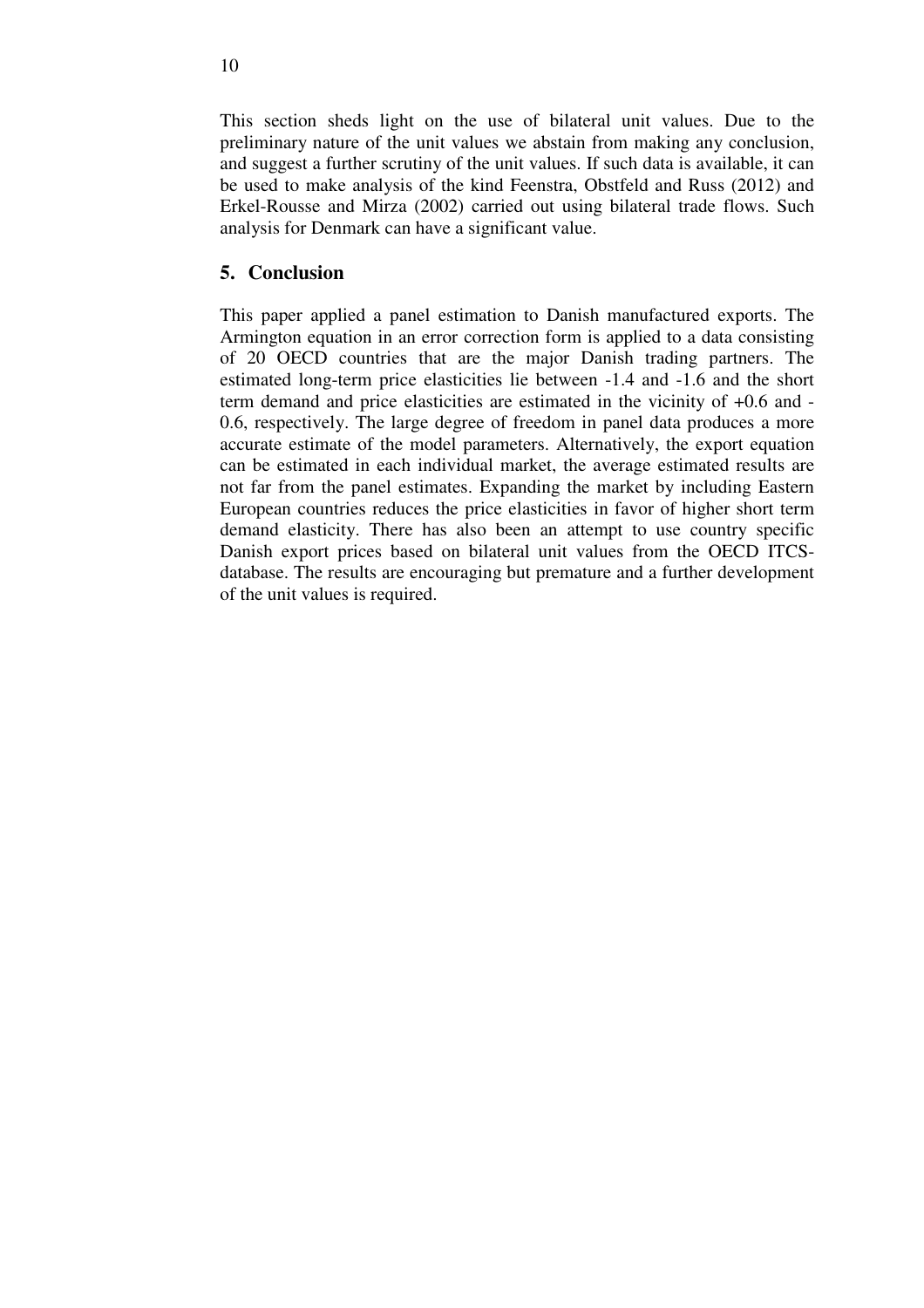This section sheds light on the use of bilateral unit values. Due to the preliminary nature of the unit values we abstain from making any conclusion, and suggest a further scrutiny of the unit values. If such data is available, it can be used to make analysis of the kind Feenstra, Obstfeld and Russ (2012) and Erkel-Rousse and Mirza (2002) carried out using bilateral trade flows. Such analysis for Denmark can have a significant value.

## 5. Conclusion

This paper applied a panel estimation to Danish manufactured exports. The Armington equation in an error correction form is applied to a data consisting of 20 OECD countries that are the major Danish trading partners. The estimated long-term price elasticities lie between -1.4 and -1.6 and the short term demand and price elasticities are estimated in the vicinity of +0.6 and -0.6, respectively. The large degree of freedom in panel data produces a more accurate estimate of the model parameters. Alternatively, the export equation can be estimated in each individual market, the average estimated results are not far from the panel estimates. Expanding the market by including Eastern European countries reduces the price elasticities in favor of higher short term demand elasticity. There has also been an attempt to use country specific Danish export prices based on bilateral unit values from the OECD ITCS-database. The results are encouraging but premature and a further development of the unit values is required.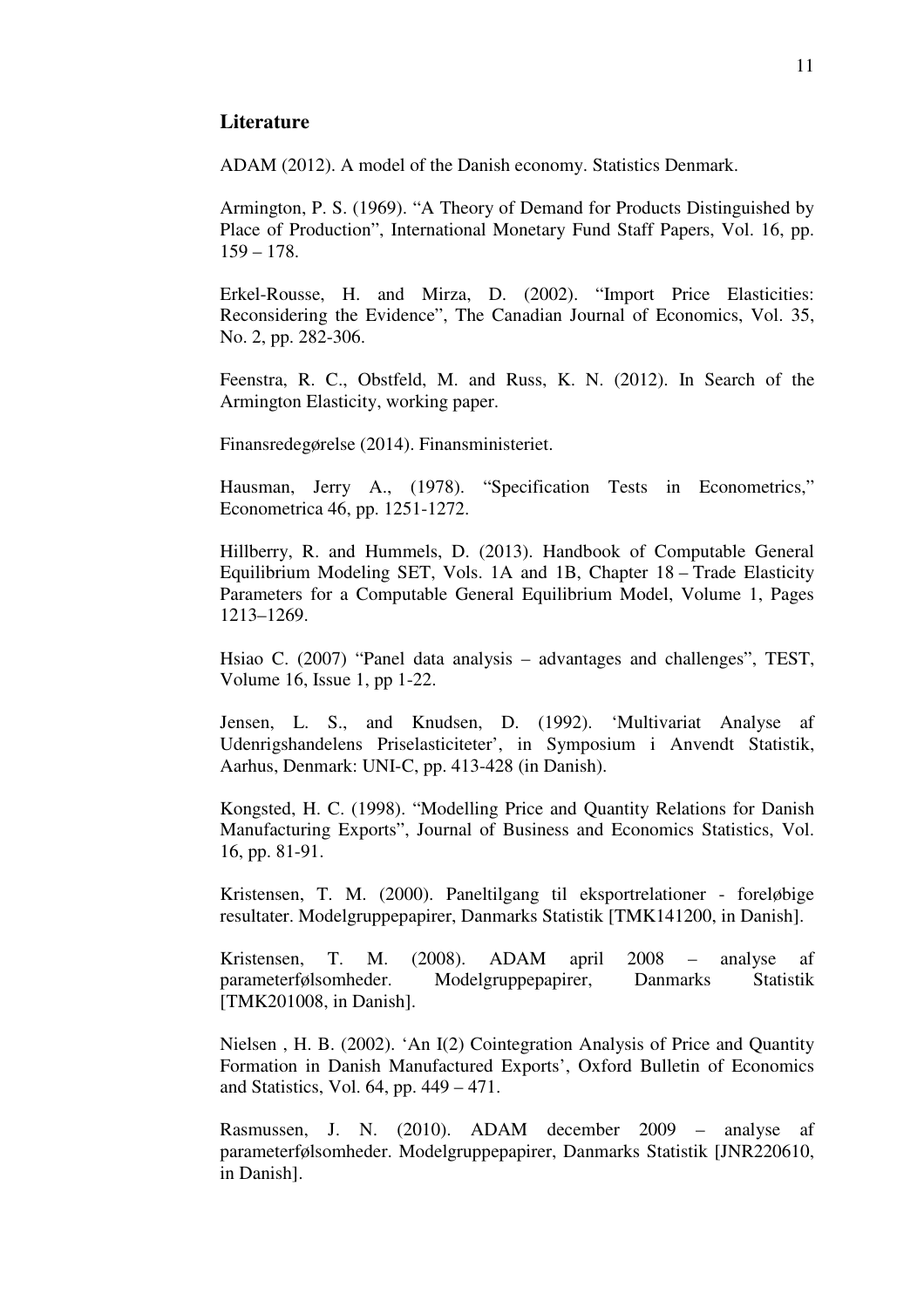## Literature

ADAM (2012). A model of the Danish economy. Statistics Denmark.

Armington, P. S. (1969). “A Theory of Demand for Products Distinguished by Place of Production”, International Monetary Fund Staff Papers, Vol. 16, pp. 159 – 178.

Erkel-Rousse, H. and Mirza, D. (2002). “Import Price Elasticities: Reconsidering the Evidence”, The Canadian Journal of Economics, Vol. 35, No. 2, pp. 282-306.

Feenstra, R. C., Obstfeld, M. and Russ, K. N. (2012). In Search of the Armington Elasticity, working paper.

Finansredegørelse (2014). Finansministeriet.

Hausman, Jerry A., (1978). “Specification Tests in Econometrics,” Econometrica 46, pp. 1251-1272.

Hillberry, R. and Hummels, D. (2013). Handbook of Computable General Equilibrium Modeling SET, Vols. 1A and 1B, Chapter 18 – Trade Elasticity Parameters for a Computable General Equilibrium Model, Volume 1, Pages 1213–1269.

Hsiao C. (2007) “Panel data analysis – advantages and challenges”, TEST, Volume 16, Issue 1, pp 1-22.

Jensen, L. S., and Knudsen, D. (1992). ‘Multivariat Analyse af Udenrigshandelens Priselasticiteter’, in Symposium i Anvendt Statistik, Aarhus, Denmark: UNI-C, pp. 413-428 (in Danish).

Kongsted, H. C. (1998). “Modelling Price and Quantity Relations for Danish Manufacturing Exports”, Journal of Business and Economics Statistics, Vol. 16, pp. 81-91.

Kristensen, T. M. (2000). Paneltilgang til eksportrelationer - foreløbige resultater. Modelgruppepapirer, Danmarks Statistik [TMK141200, in Danish].

Kristensen, T. M. (2008). ADAM april 2008 – analyse af parameterfølsomheder. Modelgruppepapirer, Danmarks Statistik [TMK201008, in Danish].

Nielsen , H. B. (2002). ‘An I(2) Cointegration Analysis of Price and Quantity Formation in Danish Manufactured Exports’, Oxford Bulletin of Economics and Statistics, Vol. 64, pp. 449 – 471.

Rasmussen, J. N. (2010). ADAM december 2009 – analyse af parameterfølsomheder. Modelgruppepapirer, Danmarks Statistik [JNR220610, in Danish].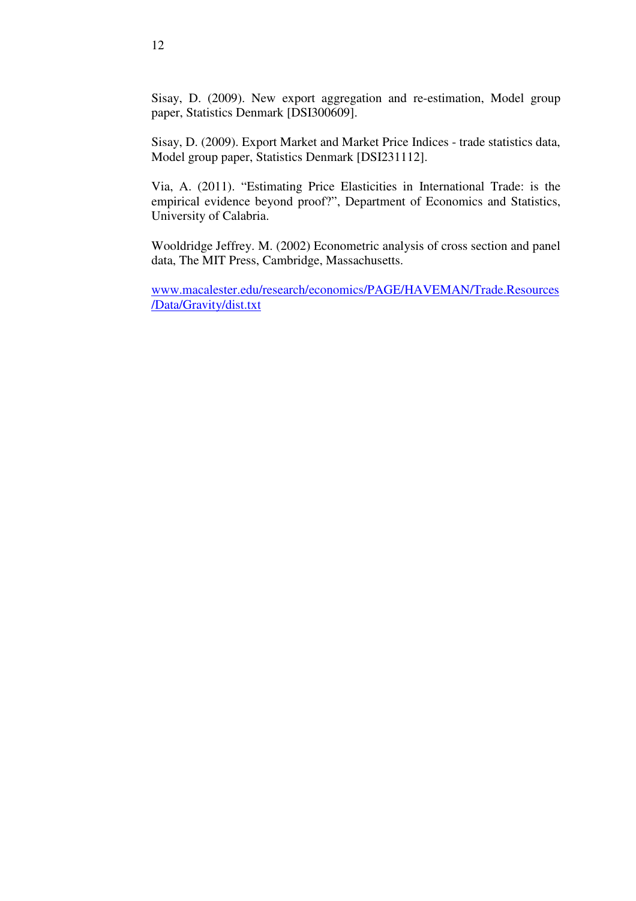Sisay, D. (2009). New export aggregation and re-estimation, Model group paper, Statistics Denmark [DSI300609].

Sisay, D. (2009). Export Market and Market Price Indices - trade statistics data, Model group paper, Statistics Denmark [DSI231112].

Via, A. (2011). "Estimating Price Elasticities in International Trade: is the empirical evidence beyond proof?", Department of Economics and Statistics, University of Calabria.

Wooldridge Jeffrey. M. (2002) Econometric analysis of cross section and panel data, The MIT Press, Cambridge, Massachusetts.

www.macalester.edu/research/economics/PAGE/HAVEMAN/Trade.Resources/Data/Gravity/dist.txt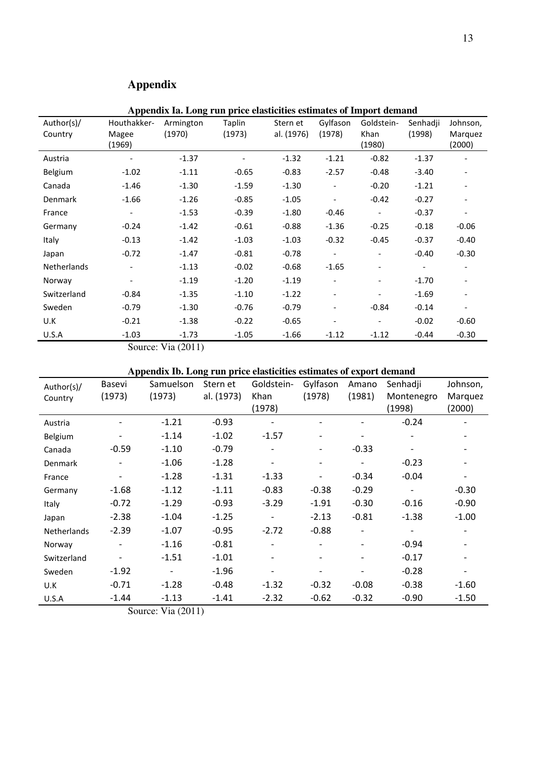# Appendix

**Appendix Ia. Long run price elasticities estimates of Import demand**

| Author(s)/ Country | Houthakker-Magee (1969) | Armington (1970) | Taplin (1973) | Stern et al. (1976) | Gylfason (1978) | Goldstein-Khan (1980) | Senhadji (1998) | Johnson, Marquez (2000) |
|---|---|---|---|---|---|---|---|---|
| Austria | - | -1.37 | - | -1.32 | -1.21 | -0.82 | -1.37 | - |
| Belgium | -1.02 | -1.11 | -0.65 | -0.83 | -2.57 | -0.48 | -3.40 | - |
| Canada | -1.46 | -1.30 | -1.59 | -1.30 | - | -0.20 | -1.21 | - |
| Denmark | -1.66 | -1.26 | -0.85 | -1.05 | - | -0.42 | -0.27 | - |
| France | - | -1.53 | -0.39 | -1.80 | -0.46 | - | -0.37 | - |
| Germany | -0.24 | -1.42 | -0.61 | -0.88 | -1.36 | -0.25 | -0.18 | -0.06 |
| Italy | -0.13 | -1.42 | -1.03 | -1.03 | -0.32 | -0.45 | -0.37 | -0.40 |
| Japan | -0.72 | -1.47 | -0.81 | -0.78 | - | - | -0.40 | -0.30 |
| Netherlands | - | -1.13 | -0.02 | -0.68 | -1.65 | - | - | - |
| Norway | - | -1.19 | -1.20 | -1.19 | - | - | -1.70 | - |
| Switzerland | -0.84 | -1.35 | -1.10 | -1.22 | - | - | -1.69 | - |
| Sweden | -0.79 | -1.30 | -0.76 | -0.79 | - | -0.84 | -0.14 | - |
| U.K | -0.21 | -1.38 | -0.22 | -0.65 | - | - | -0.02 | -0.60 |
| U.S.A | -1.03 | -1.73 | -1.05 | -1.66 | -1.12 | -1.12 | -0.44 | -0.30 |

Source: Via (2011)

**Appendix Ib. Long run price elasticities estimates of export demand**

| Author(s)/ Country | Basevi (1973) | Samuelson (1973) | Stern et al. (1973) | Goldstein-Khan (1978) | Gylfason (1978) | Amano (1981) | Senhadji Montenegro (1998) | Johnson, Marquez (2000) |
|---|---|---|---|---|---|---|---|---|
| Austria | - | -1.21 | -0.93 | - | - | - | -0.24 | - |
| Belgium | - | -1.14 | -1.02 | -1.57 | - | - | - | - |
| Canada | -0.59 | -1.10 | -0.79 | - | - | -0.33 | - | - |
| Denmark | - | -1.06 | -1.28 | - | - | - | -0.23 | - |
| France | - | -1.28 | -1.31 | -1.33 | - | -0.34 | -0.04 | - |
| Germany | -1.68 | -1.12 | -1.11 | -0.83 | -0.38 | -0.29 | - | -0.30 |
| Italy | -0.72 | -1.29 | -0.93 | -3.29 | -1.91 | -0.30 | -0.16 | -0.90 |
| Japan | -2.38 | -1.04 | -1.25 | - | -2.13 | -0.81 | -1.38 | -1.00 |
| Netherlands | -2.39 | -1.07 | -0.95 | -2.72 | -0.88 | - | - | - |
| Norway | - | -1.16 | -0.81 | - | - | - | -0.94 | - |
| Switzerland | - | -1.51 | -1.01 | - | - | - | -0.17 | - |
| Sweden | -1.92 | - | -1.96 | - | - | - | -0.28 | - |
| U.K | -0.71 | -1.28 | -0.48 | -1.32 | -0.32 | -0.08 | -0.38 | -1.60 |
| U.S.A | -1.44 | -1.13 | -1.41 | -2.32 | -0.62 | -0.32 | -0.90 | -1.50 |

Source: Via (2011)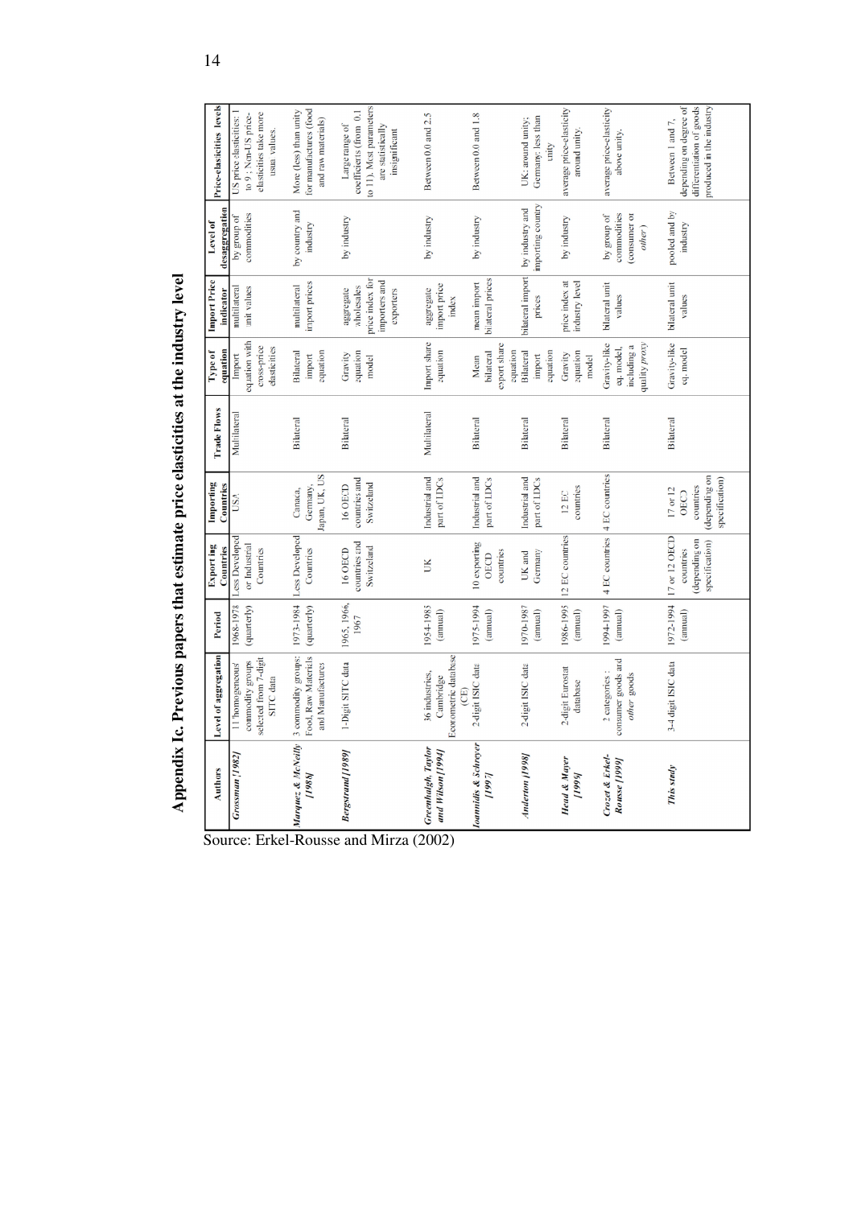# Appendix 1c. Previous papers that estimate price elasticities at the industry level

| Authors | Level of aggregation | Period | Exporting Countries | Importing Countries | Trade Flows | Type of equation | Import Price indicator | Level of desaggregation | Price-elasticities levels |
|---|---|---|---|---|---|---|---|---|---|
| *Grossman [1982]* | 11 'homogeneous' commodity groups selected from 7-digit SITC data | 1968-1978 (quarterly) | Less Developed or Industrial Countries | USA | Multilateral | Import equation with cross-price elasticities | multilateral unit values | by group of commodities | US price elasticities: 1 to 9 ; Non-US price-elasticities take more usual values. |
| *Marquez & McNeilly [1988]* | 3 commodity groups: Food, Raw Materials and Manufactures | 1973-1984 (quarterly) | Less Developed Countries | Canada, Germany, Japan, UK, US | Bilateral | Bilateral import equation | multilateral import prices | by country and industry | More (less) than unity for manufactures (food and raw materials) |
| *Bergstrand [1989]* | 1-Digit SITC data | 1965, 1966, 1967 | 16 OECD countries and Switzeland | 16 OECD countries and Switzeland | Bilateral | Gravity equation model | aggregate wholesales price index for importers and exporters | by industry | Large range of coefficients (from 0.1 to 11). Most parameters are statistically insignificant |
| *Greenhalgh, Taylor and Wilson [1994]* | 36 industries, Cambridge Econometric database (CE) | 1954-1985 (annual) | UK | Industrial and part of LDCs | Multilateral | Import share equation | aggregate import price index | by industry | Between 0.0 and 2.5 |
| *Ioannidis & Schreyer [1997]* | 2-digit ISIC data | 1975-1994 (annual) | 10 exporting OECD countries | Industrial and part of LDCs | Bilateral | Mean bilateral export share equation | mean import bilateral prices | by industry | Between 0.0 and 1.8 |
| *Anderton [1998]* | 2-digit ISIC data | 1970-1987 (annual) | UK and Germany | Industrial and part of LDCs | Bilateral | Bilateral import equation | bilateral import prices | by industry and importing country | UK: around unity; Germany: less than unity |
| *Head & Mayer [1999]* | 2-digit Eurostat database | 1986-1995 (annual) | 12 EC countries | 12 EC countries | Bilateral | Gravity equation model | price index at industry level | by industry | average price-elasticity around unity. |
| *Crozet & Erkel-Rousse [1999]* | 2 categories : consumer goods and *other* goods | 1994-1997 (annual) | 4 EC countries | 4 EC countries | Bilateral | Gravity-like eq. model, including a quality proxy | bilateral unit values | by group of commodities (consumer or *other*) | average price-elasticity above unity. |
| ***This study*** | 3-4 digit ISIC data | 1972-1994 (annual) | 17 or 12 OECD countries (depending on specification) | 17 or 12 OECD countries (depending on specification) | Bilateral | Gravity-like eq. model | bilateral unit values | pooled and by industry | Between 1 and 7, depending on degree of differentiation of goods produced in the industry |

Source: Erkel-Rousse and Mirza (2002)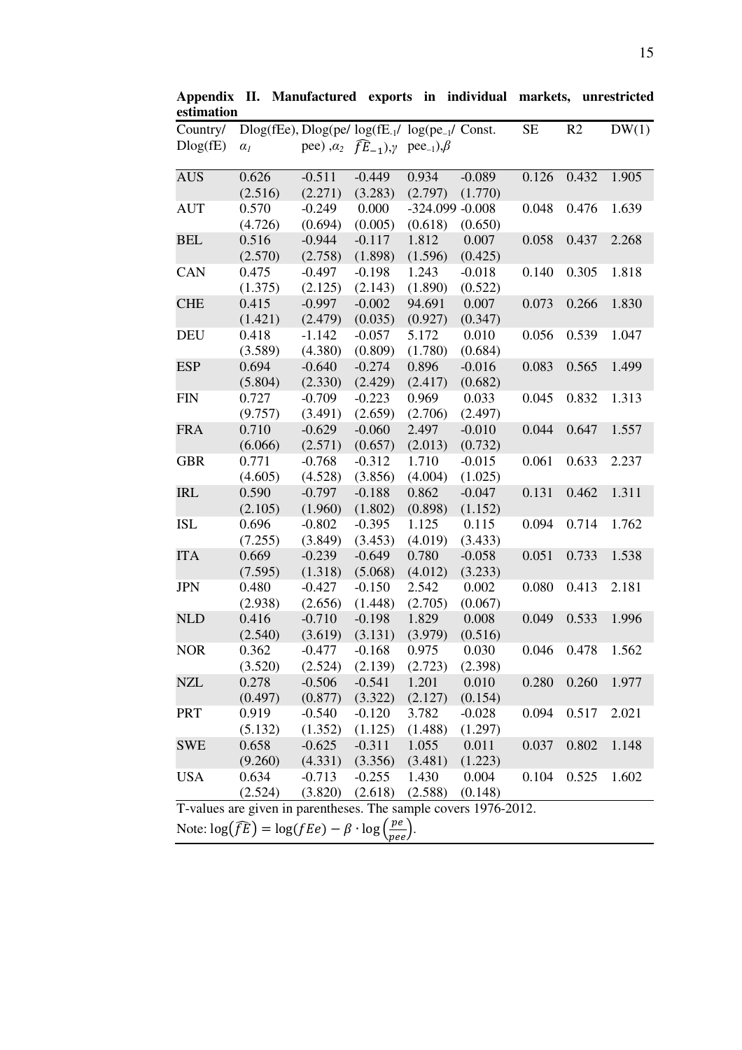**Appendix II. Manufactured exports in individual markets, unrestricted estimation**

| Country/ Dlog(fE) | Dlog(fEe), $\alpha_1$ | Dlog(pe/ pee), $\alpha_2$ | log(fE$_{-1}$/ $\widehat{fE}_{-1}$), $\gamma$ | log(pe$_{-1}$/ pee$_{-1}$), $\beta$ | Const. | SE | R2 | DW(1) |
|---|---|---|---|---|---|---|---|---|
| AUS | 0.626 | -0.511 | -0.449 | 0.934 | -0.089 | 0.126 | 0.432 | 1.905 |
| | (2.516) | (2.271) | (3.283) | (2.797) | (1.770) | | | |
| AUT | 0.570 | -0.249 | 0.000 | -324.099 | -0.008 | 0.048 | 0.476 | 1.639 |
| | (4.726) | (0.694) | (0.005) | (0.618) | (0.650) | | | |
| BEL | 0.516 | -0.944 | -0.117 | 1.812 | 0.007 | 0.058 | 0.437 | 2.268 |
| | (2.570) | (2.758) | (1.898) | (1.596) | (0.425) | | | |
| CAN | 0.475 | -0.497 | -0.198 | 1.243 | -0.018 | 0.140 | 0.305 | 1.818 |
| | (1.375) | (2.125) | (2.143) | (1.890) | (0.522) | | | |
| CHE | 0.415 | -0.997 | -0.002 | 94.691 | 0.007 | 0.073 | 0.266 | 1.830 |
| | (1.421) | (2.479) | (0.035) | (0.927) | (0.347) | | | |
| DEU | 0.418 | -1.142 | -0.057 | 5.172 | 0.010 | 0.056 | 0.539 | 1.047 |
| | (3.589) | (4.380) | (0.809) | (1.780) | (0.684) | | | |
| ESP | 0.694 | -0.640 | -0.274 | 0.896 | -0.016 | 0.083 | 0.565 | 1.499 |
| | (5.804) | (2.330) | (2.429) | (2.417) | (0.682) | | | |
| FIN | 0.727 | -0.709 | -0.223 | 0.969 | 0.033 | 0.045 | 0.832 | 1.313 |
| | (9.757) | (3.491) | (2.659) | (2.706) | (2.497) | | | |
| FRA | 0.710 | -0.629 | -0.060 | 2.497 | -0.010 | 0.044 | 0.647 | 1.557 |
| | (6.066) | (2.571) | (0.657) | (2.013) | (0.732) | | | |
| GBR | 0.771 | -0.768 | -0.312 | 1.710 | -0.015 | 0.061 | 0.633 | 2.237 |
| | (4.605) | (4.528) | (3.856) | (4.004) | (1.025) | | | |
| IRL | 0.590 | -0.797 | -0.188 | 0.862 | -0.047 | 0.131 | 0.462 | 1.311 |
| | (2.105) | (1.960) | (1.802) | (0.898) | (1.152) | | | |
| ISL | 0.696 | -0.802 | -0.395 | 1.125 | 0.115 | 0.094 | 0.714 | 1.762 |
| | (7.255) | (3.849) | (3.453) | (4.019) | (3.433) | | | |
| ITA | 0.669 | -0.239 | -0.649 | 0.780 | -0.058 | 0.051 | 0.733 | 1.538 |
| | (7.595) | (1.318) | (5.068) | (4.012) | (3.233) | | | |
| JPN | 0.480 | -0.427 | -0.150 | 2.542 | 0.002 | 0.080 | 0.413 | 2.181 |
| | (2.938) | (2.656) | (1.448) | (2.705) | (0.067) | | | |
| NLD | 0.416 | -0.710 | -0.198 | 1.829 | 0.008 | 0.049 | 0.533 | 1.996 |
| | (2.540) | (3.619) | (3.131) | (3.979) | (0.516) | | | |
| NOR | 0.362 | -0.477 | -0.168 | 0.975 | 0.030 | 0.046 | 0.478 | 1.562 |
| | (3.520) | (2.524) | (2.139) | (2.723) | (2.398) | | | |
| NZL | 0.278 | -0.506 | -0.541 | 1.201 | 0.010 | 0.280 | 0.260 | 1.977 |
| | (0.497) | (0.877) | (3.322) | (2.127) | (0.154) | | | |
| PRT | 0.919 | -0.540 | -0.120 | 3.782 | -0.028 | 0.094 | 0.517 | 2.021 |
| | (5.132) | (1.352) | (1.125) | (1.488) | (1.297) | | | |
| SWE | 0.658 | -0.625 | -0.311 | 1.055 | 0.011 | 0.037 | 0.802 | 1.148 |
| | (9.260) | (4.331) | (3.356) | (3.481) | (1.223) | | | |
| USA | 0.634 | -0.713 | -0.255 | 1.430 | 0.004 | 0.104 | 0.525 | 1.602 |
| | (2.524) | (3.820) | (2.618) | (2.588) | (0.148) | | | |

T-values are given in parentheses. The sample covers 1976-2012.

Note: $\log(\widehat{fE}) = \log(fEe) - \beta \cdot \log\left(\frac{pe}{pee}\right)$.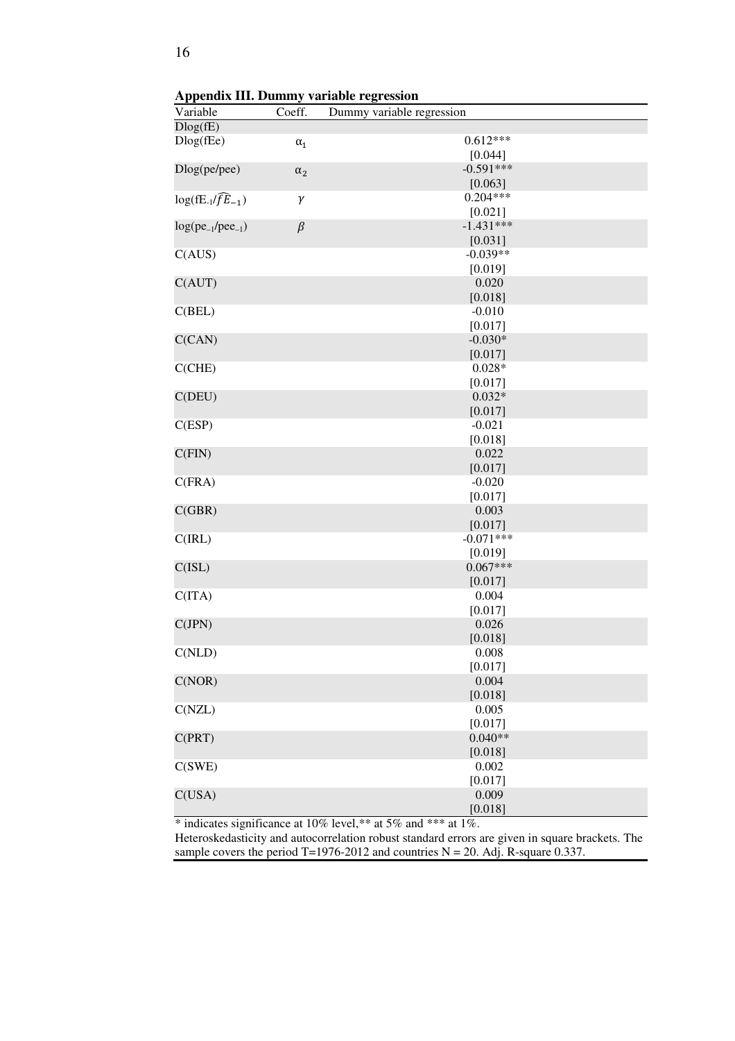**Appendix III. Dummy variable regression**

| Variable | Coeff. | Dummy variable regression |
|---|---|---|
| Dlog(fE) | | |
| Dlog(fEe) | $\alpha_1$ | 0.612*** |
| | | [0.044] |
| Dlog(pe/pee) | $\alpha_2$ | -0.591*** |
| | | [0.063] |
| $\log(fE_{-1}/\widehat{fE}_{-1})$ | $\gamma$ | 0.204*** |
| | | [0.021] |
| $\log(pe_{-1}/pee_{-1})$ | $\beta$ | -1.431*** |
| | | [0.031] |
| C(AUS) | | -0.039** |
| | | [0.019] |
| C(AUT) | | 0.020 |
| | | [0.018] |
| C(BEL) | | -0.010 |
| | | [0.017] |
| C(CAN) | | -0.030* |
| | | [0.017] |
| C(CHE) | | 0.028* |
| | | [0.017] |
| C(DEU) | | 0.032* |
| | | [0.017] |
| C(ESP) | | -0.021 |
| | | [0.018] |
| C(FIN) | | 0.022 |
| | | [0.017] |
| C(FRA) | | -0.020 |
| | | [0.017] |
| C(GBR) | | 0.003 |
| | | [0.017] |
| C(IRL) | | -0.071*** |
| | | [0.019] |
| C(ISL) | | 0.067*** |
| | | [0.017] |
| C(ITA) | | 0.004 |
| | | [0.017] |
| C(JPN) | | 0.026 |
| | | [0.018] |
| C(NLD) | | 0.008 |
| | | [0.017] |
| C(NOR) | | 0.004 |
| | | [0.018] |
| C(NZL) | | 0.005 |
| | | [0.017] |
| C(PRT) | | 0.040** |
| | | [0.018] |
| C(SWE) | | 0.002 |
| | | [0.017] |
| C(USA) | | 0.009 |
| | | [0.018] |

* indicates significance at 10% level,** at 5% and *** at 1%.

Heteroskedasticity and autocorrelation robust standard errors are given in square brackets. The sample covers the period T=1976-2012 and countries N = 20. Adj. R-square 0.337.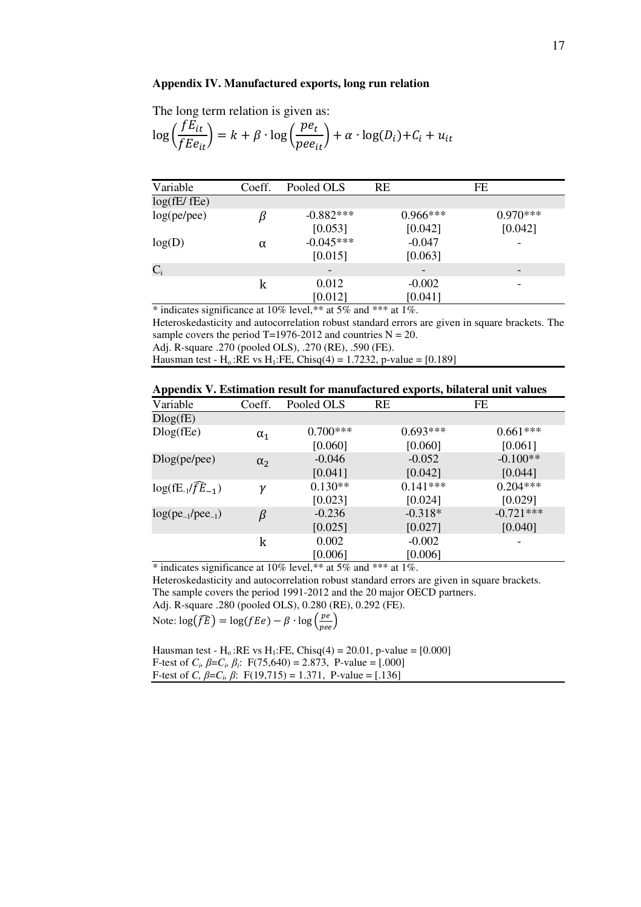### Appendix IV. Manufactured exports, long run relation

The long term relation is given as:

$$\log\left(\frac{fE_{it}}{fEe_{it}}\right) = k + \beta \cdot \log\left(\frac{pe_t}{pee_{it}}\right) + \alpha \cdot \log(D_i) + C_i + u_{it}$$

| Variable | Coeff. | Pooled OLS | RE | FE |
|---|---|---|---|---|
| log(fE/ fEe) | | | | |
| log(pe/pee) | $\beta$ | -0.882*** | 0.966*** | 0.970*** |
| | | [0.053] | [0.042] | [0.042] |
| log(D) | α | -0.045*** | -0.047 | - |
| | | [0.015] | [0.063] | |
| $C_i$ | | - | - | - |
| | k | 0.012 | -0.002 | - |
| | | [0.012] | [0.041] | |

* indicates significance at 10% level,** at 5% and *** at 1%.

Heteroskedasticity and autocorrelation robust standard errors are given in square brackets. The sample covers the period T=1976-2012 and countries N = 20.

Adj. R-square .270 (pooled OLS), .270 (RE), .590 (FE).

Hausman test - $H_o$ :RE vs $H_1$:FE, Chisq(4) = 1.7232, p-value = [0.189]

### Appendix V. Estimation result for manufactured exports, bilateral unit values

| Variable | Coeff. | Pooled OLS | RE | FE |
|---|---|---|---|---|
| Dlog(fE) | | | | |
| Dlog(fEe) | $\alpha_1$ | 0.700*** | 0.693*** | 0.661*** |
| | | [0.060] | [0.060] | [0.061] |
| Dlog(pe/pee) | $\alpha_2$ | -0.046 | -0.052 | -0.100** |
| | | [0.041] | [0.042] | [0.044] |
| $\log(fE_{-1}/\widehat{fE}_{-1})$ | $\gamma$ | 0.130** | 0.141*** | 0.204*** |
| | | [0.023] | [0.024] | [0.029] |
| $\log(pe_{-1}/pee_{-1})$ | $\beta$ | -0.236 | -0.318* | -0.721*** |
| | | [0.025] | [0.027] | [0.040] |
| | k | 0.002 | -0.002 | - |
| | | [0.006] | [0.006] | |

* indicates significance at 10% level,** at 5% and *** at 1%.

Heteroskedasticity and autocorrelation robust standard errors are given in square brackets.

The sample covers the period 1991-2012 and the 20 major OECD partners.

Adj. R-square .280 (pooled OLS), 0.280 (RE), 0.292 (FE).

Note: $\log(\widehat{fE}) = \log(fEe) - \beta \cdot \log\left(\frac{pe}{pee}\right)$

Hausman test - $H_o$ :RE vs $H_1$:FE, Chisq(4) = 20.01, p-value = [0.000]

F-test of $C_i$, $\beta$=$C_i$, $\beta_i$: F(75,640) = 2.873, P-value = [.000]

F-test of $C$, $\beta$=$C_i$, $\beta$: F(19,715) = 1.371, P-value = [.136]